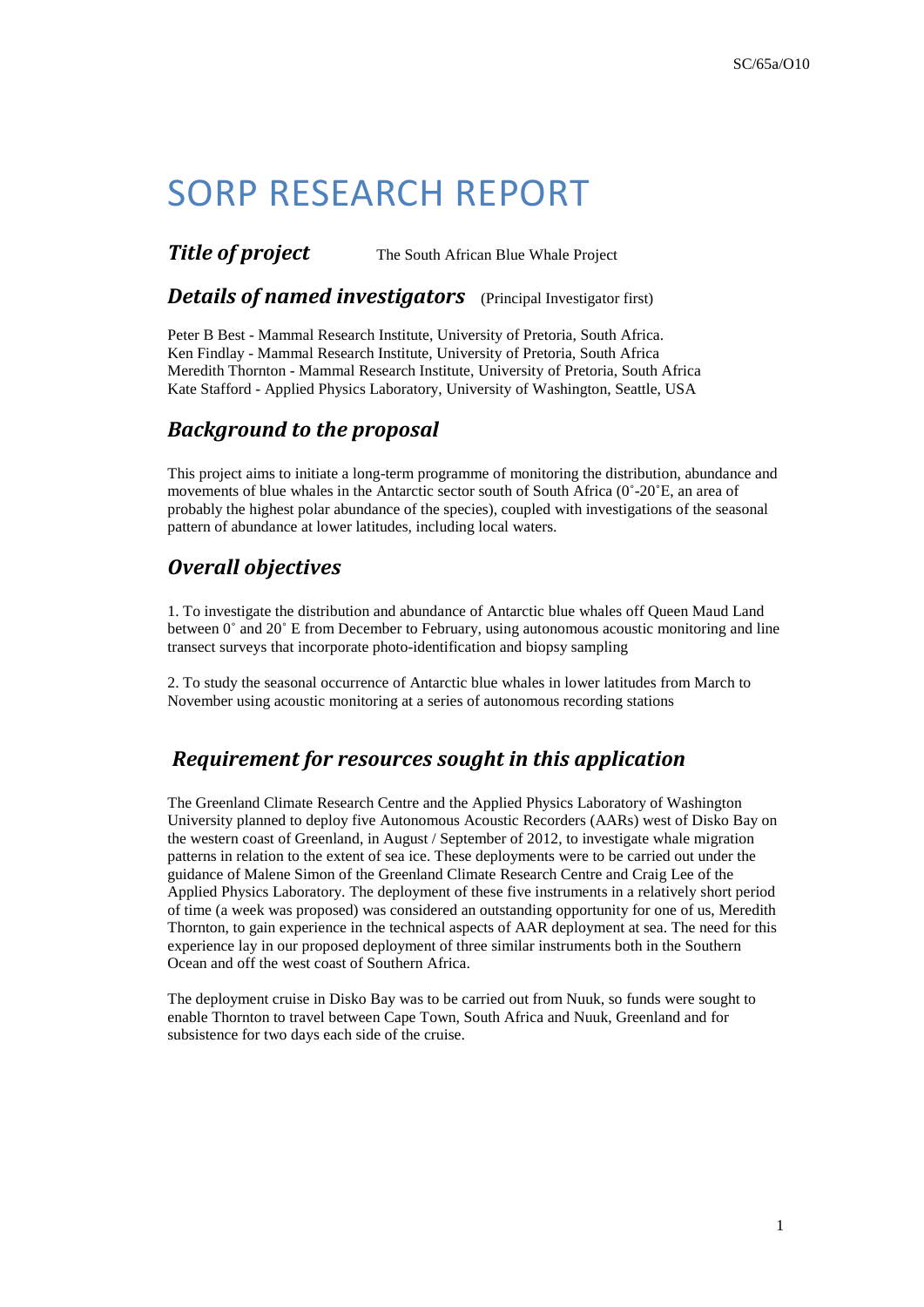# SORP RESEARCH REPORT

### *Title of project* The South African Blue Whale Project

### *Details of named investigators* (Principal Investigator first)

Peter B Best - Mammal Research Institute, University of Pretoria, South Africa.
Ken Findlay - Mammal Research Institute, University of Pretoria, South Africa
Meredith Thornton - Mammal Research Institute, University of Pretoria, South Africa
Kate Stafford - Applied Physics Laboratory, University of Washington, Seattle, USA

## *Background to the proposal*

This project aims to initiate a long-term programme of monitoring the distribution, abundance and movements of blue whales in the Antarctic sector south of South Africa (0˚-20˚E, an area of probably the highest polar abundance of the species), coupled with investigations of the seasonal pattern of abundance at lower latitudes, including local waters.

## *Overall objectives*

1. To investigate the distribution and abundance of Antarctic blue whales off Queen Maud Land between 0˚ and 20˚ E from December to February, using autonomous acoustic monitoring and line transect surveys that incorporate photo-identification and biopsy sampling

2. To study the seasonal occurrence of Antarctic blue whales in lower latitudes from March to November using acoustic monitoring at a series of autonomous recording stations

## *Requirement for resources sought in this application*

The Greenland Climate Research Centre and the Applied Physics Laboratory of Washington University planned to deploy five Autonomous Acoustic Recorders (AARs) west of Disko Bay on the western coast of Greenland, in August / September of 2012, to investigate whale migration patterns in relation to the extent of sea ice. These deployments were to be carried out under the guidance of Malene Simon of the Greenland Climate Research Centre and Craig Lee of the Applied Physics Laboratory. The deployment of these five instruments in a relatively short period of time (a week was proposed) was considered an outstanding opportunity for one of us, Meredith Thornton, to gain experience in the technical aspects of AAR deployment at sea. The need for this experience lay in our proposed deployment of three similar instruments both in the Southern Ocean and off the west coast of Southern Africa.

The deployment cruise in Disko Bay was to be carried out from Nuuk, so funds were sought to enable Thornton to travel between Cape Town, South Africa and Nuuk, Greenland and for subsistence for two days each side of the cruise.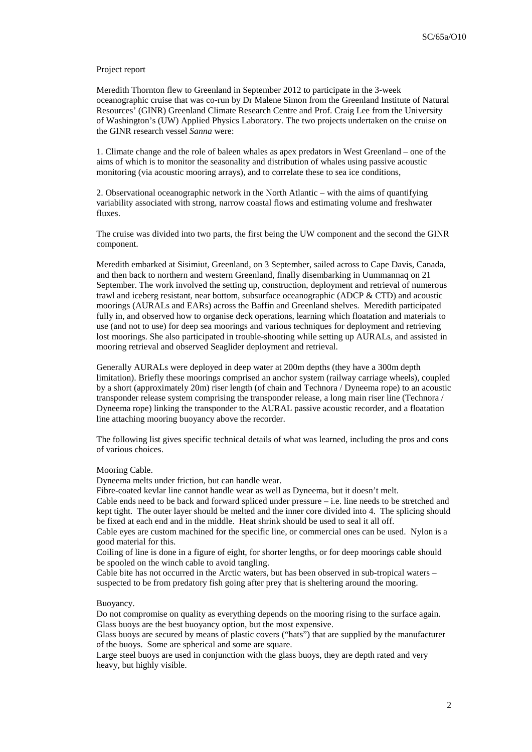Project report

Meredith Thornton flew to Greenland in September 2012 to participate in the 3-week oceanographic cruise that was co-run by Dr Malene Simon from the Greenland Institute of Natural Resources' (GINR) Greenland Climate Research Centre and Prof. Craig Lee from the University of Washington's (UW) Applied Physics Laboratory. The two projects undertaken on the cruise on the GINR research vessel *Sanna* were:

1. Climate change and the role of baleen whales as apex predators in West Greenland – one of the aims of which is to monitor the seasonality and distribution of whales using passive acoustic monitoring (via acoustic mooring arrays), and to correlate these to sea ice conditions,

2. Observational oceanographic network in the North Atlantic – with the aims of quantifying variability associated with strong, narrow coastal flows and estimating volume and freshwater fluxes.

The cruise was divided into two parts, the first being the UW component and the second the GINR component.

Meredith embarked at Sisimiut, Greenland, on 3 September, sailed across to Cape Davis, Canada, and then back to northern and western Greenland, finally disembarking in Uummannaq on 21 September. The work involved the setting up, construction, deployment and retrieval of numerous trawl and iceberg resistant, near bottom, subsurface oceanographic (ADCP & CTD) and acoustic moorings (AURALs and EARs) across the Baffin and Greenland shelves. Meredith participated fully in, and observed how to organise deck operations, learning which floatation and materials to use (and not to use) for deep sea moorings and various techniques for deployment and retrieving lost moorings. She also participated in trouble-shooting while setting up AURALs, and assisted in mooring retrieval and observed Seaglider deployment and retrieval.

Generally AURALs were deployed in deep water at 200m depths (they have a 300m depth limitation). Briefly these moorings comprised an anchor system (railway carriage wheels), coupled by a short (approximately 20m) riser length (of chain and Technora / Dyneema rope) to an acoustic transponder release system comprising the transponder release, a long main riser line (Technora / Dyneema rope) linking the transponder to the AURAL passive acoustic recorder, and a floatation line attaching mooring buoyancy above the recorder.

The following list gives specific technical details of what was learned, including the pros and cons of various choices.

Mooring Cable.

Dyneema melts under friction, but can handle wear.

Fibre-coated kevlar line cannot handle wear as well as Dyneema, but it doesn't melt.

Cable ends need to be back and forward spliced under pressure – i.e. line needs to be stretched and kept tight. The outer layer should be melted and the inner core divided into 4. The splicing should be fixed at each end and in the middle. Heat shrink should be used to seal it all off.

Cable eyes are custom machined for the specific line, or commercial ones can be used. Nylon is a good material for this.

Coiling of line is done in a figure of eight, for shorter lengths, or for deep moorings cable should be spooled on the winch cable to avoid tangling.

Cable bite has not occurred in the Arctic waters, but has been observed in sub-tropical waters – suspected to be from predatory fish going after prey that is sheltering around the mooring.

Buoyancy.

Do not compromise on quality as everything depends on the mooring rising to the surface again.

Glass buoys are the best buoyancy option, but the most expensive.

Glass buoys are secured by means of plastic covers ("hats") that are supplied by the manufacturer of the buoys. Some are spherical and some are square.

Large steel buoys are used in conjunction with the glass buoys, they are depth rated and very heavy, but highly visible.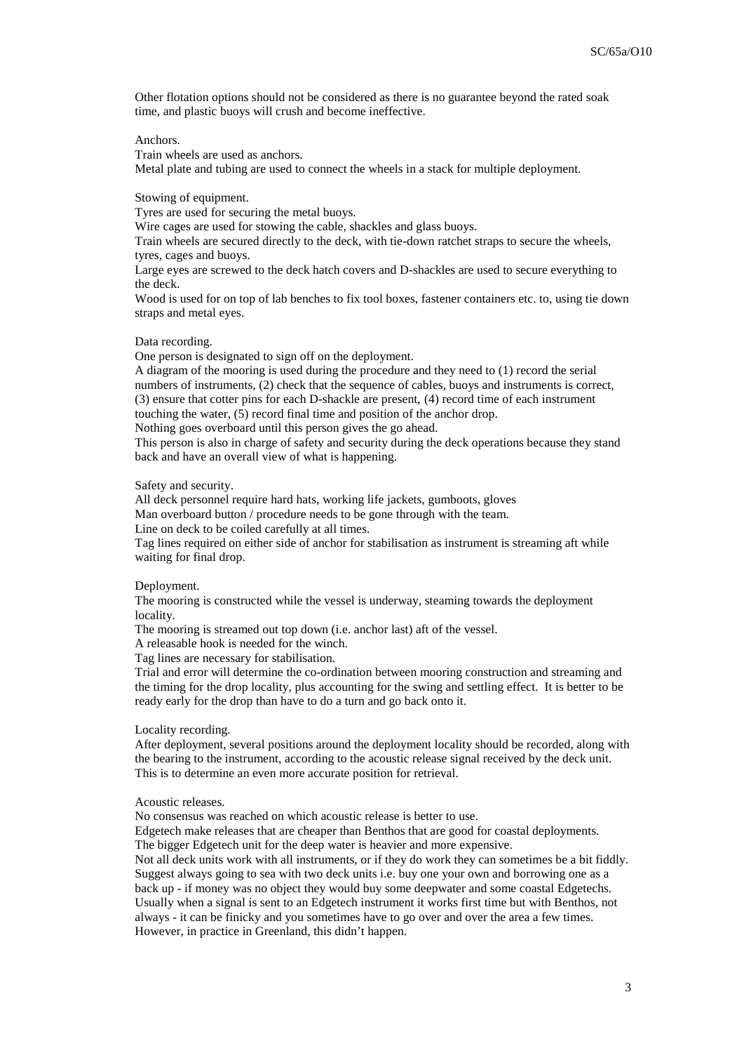Other flotation options should not be considered as there is no guarantee beyond the rated soak time, and plastic buoys will crush and become ineffective.

Anchors.

Train wheels are used as anchors.

Metal plate and tubing are used to connect the wheels in a stack for multiple deployment.

Stowing of equipment.

Tyres are used for securing the metal buoys.

Wire cages are used for stowing the cable, shackles and glass buoys.

Train wheels are secured directly to the deck, with tie-down ratchet straps to secure the wheels, tyres, cages and buoys.

Large eyes are screwed to the deck hatch covers and D-shackles are used to secure everything to the deck.

Wood is used for on top of lab benches to fix tool boxes, fastener containers etc. to, using tie down straps and metal eyes.

Data recording.

One person is designated to sign off on the deployment.

A diagram of the mooring is used during the procedure and they need to (1) record the serial numbers of instruments, (2) check that the sequence of cables, buoys and instruments is correct, (3) ensure that cotter pins for each D-shackle are present, (4) record time of each instrument touching the water, (5) record final time and position of the anchor drop.

Nothing goes overboard until this person gives the go ahead.

This person is also in charge of safety and security during the deck operations because they stand back and have an overall view of what is happening.

Safety and security.

All deck personnel require hard hats, working life jackets, gumboots, gloves

Man overboard button / procedure needs to be gone through with the team.

Line on deck to be coiled carefully at all times.

Tag lines required on either side of anchor for stabilisation as instrument is streaming aft while waiting for final drop.

Deployment.

The mooring is constructed while the vessel is underway, steaming towards the deployment locality.

The mooring is streamed out top down (i.e. anchor last) aft of the vessel.

A releasable hook is needed for the winch.

Tag lines are necessary for stabilisation.

Trial and error will determine the co-ordination between mooring construction and streaming and the timing for the drop locality, plus accounting for the swing and settling effect. It is better to be ready early for the drop than have to do a turn and go back onto it.

Locality recording.

After deployment, several positions around the deployment locality should be recorded, along with the bearing to the instrument, according to the acoustic release signal received by the deck unit. This is to determine an even more accurate position for retrieval.

Acoustic releases.

No consensus was reached on which acoustic release is better to use.

Edgetech make releases that are cheaper than Benthos that are good for coastal deployments.

The bigger Edgetech unit for the deep water is heavier and more expensive.

Not all deck units work with all instruments, or if they do work they can sometimes be a bit fiddly. Suggest always going to sea with two deck units i.e. buy one your own and borrowing one as a back up - if money was no object they would buy some deepwater and some coastal Edgetechs. Usually when a signal is sent to an Edgetech instrument it works first time but with Benthos, not always - it can be finicky and you sometimes have to go over and over the area a few times. However, in practice in Greenland, this didn't happen.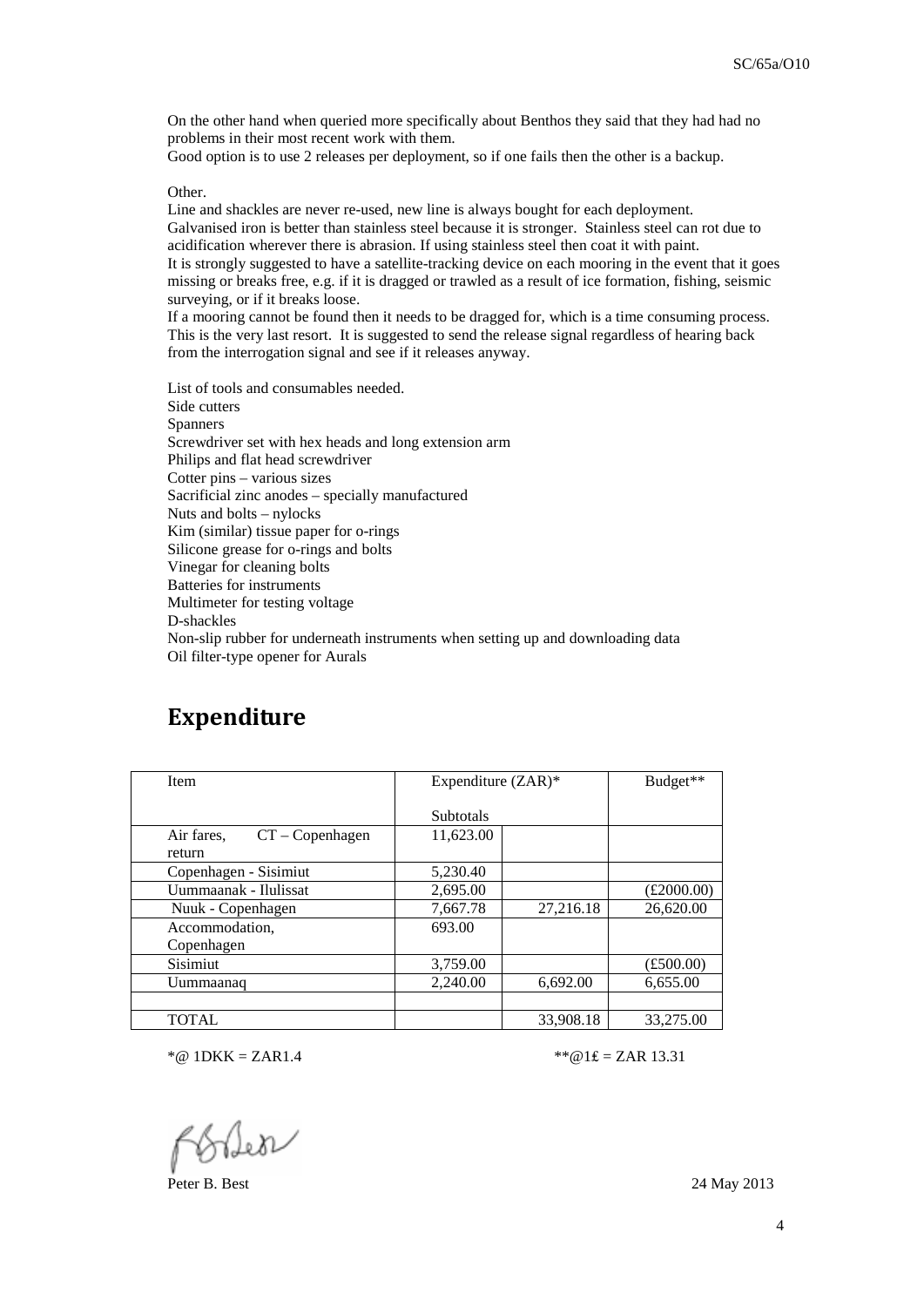On the other hand when queried more specifically about Benthos they said that they had had no problems in their most recent work with them.
Good option is to use 2 releases per deployment, so if one fails then the other is a backup.

Other.
Line and shackles are never re-used, new line is always bought for each deployment.
Galvanised iron is better than stainless steel because it is stronger. Stainless steel can rot due to acidification wherever there is abrasion. If using stainless steel then coat it with paint.
It is strongly suggested to have a satellite-tracking device on each mooring in the event that it goes missing or breaks free, e.g. if it is dragged or trawled as a result of ice formation, fishing, seismic surveying, or if it breaks loose.
If a mooring cannot be found then it needs to be dragged for, which is a time consuming process. This is the very last resort. It is suggested to send the release signal regardless of hearing back from the interrogation signal and see if it releases anyway.

List of tools and consumables needed.
Side cutters
Spanners
Screwdriver set with hex heads and long extension arm
Philips and flat head screwdriver
Cotter pins – various sizes
Sacrificial zinc anodes – specially manufactured
Nuts and bolts – nylocks
Kim (similar) tissue paper for o-rings
Silicone grease for o-rings and bolts
Vinegar for cleaning bolts
Batteries for instruments
Multimeter for testing voltage
D-shackles
Non-slip rubber for underneath instruments when setting up and downloading data
Oil filter-type opener for Aurals

# Expenditure

| Item | Expenditure (ZAR)* | | Budget** |
|---|---|---|---|
| | Subtotals | | |
| Air fares, CT – Copenhagen return | 11,623.00 | | |
| Copenhagen - Sisimiut | 5,230.40 | | |
| Uummaanak - Ilulissat | 2,695.00 | | (£2000.00) |
| Nuuk - Copenhagen | 7,667.78 | 27,216.18 | 26,620.00 |
| Accommodation, Copenhagen | 693.00 | | |
| Sisimiut | 3,759.00 | | (£500.00) |
| Uummaanaq | 2,240.00 | 6,692.00 | 6,655.00 |
| | | | |
| TOTAL | | 33,908.18 | 33,275.00 |

*@ 1DKK = ZAR1.4 **@1£ = ZAR 13.31

Peter B. Best 24 May 2013